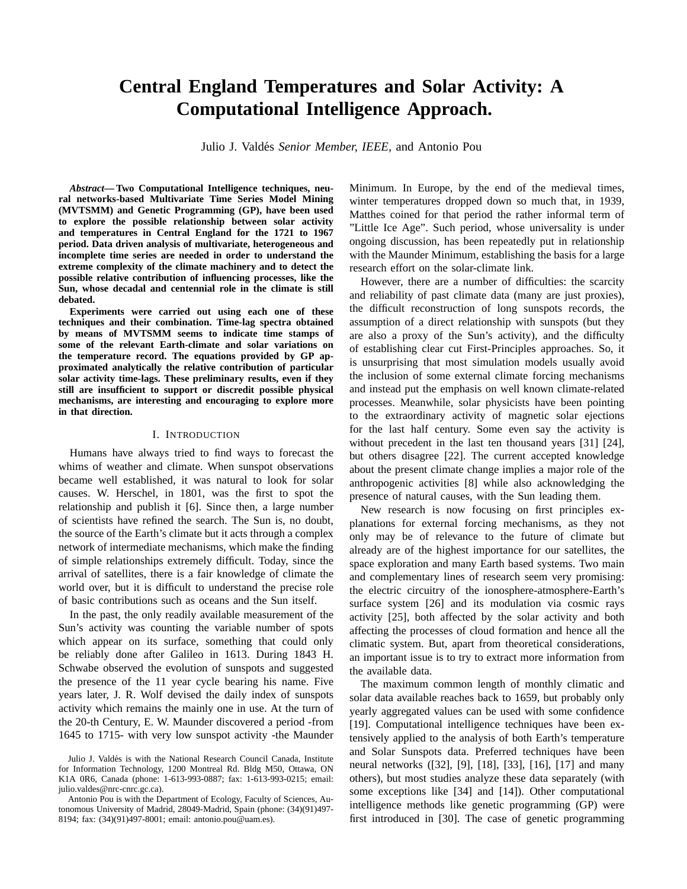# Central England Temperatures and Solar Activity: A Computational Intelligence Approach.

Julio J. Valdés *Senior Member, IEEE,* and Antonio Pou

***Abstract*— Two Computational Intelligence techniques, neural networks-based Multivariate Time Series Model Mining (MVTSMM) and Genetic Programming (GP), have been used to explore the possible relationship between solar activity and temperatures in Central England for the 1721 to 1967 period. Data driven analysis of multivariate, heterogeneous and incomplete time series are needed in order to understand the extreme complexity of the climate machinery and to detect the possible relative contribution of influencing processes, like the Sun, whose decadal and centennial role in the climate is still debated.**

**Experiments were carried out using each one of these techniques and their combination. Time-lag spectra obtained by means of MVTSMM seems to indicate time stamps of some of the relevant Earth-climate and solar variations on the temperature record. The equations provided by GP approximated analytically the relative contribution of particular solar activity time-lags. These preliminary results, even if they still are insufficient to support or discredit possible physical mechanisms, are interesting and encouraging to explore more in that direction.**

## I. Introduction

Humans have always tried to find ways to forecast the whims of weather and climate. When sunspot observations became well established, it was natural to look for solar causes. W. Herschel, in 1801, was the first to spot the relationship and publish it [6]. Since then, a large number of scientists have refined the search. The Sun is, no doubt, the source of the Earth's climate but it acts through a complex network of intermediate mechanisms, which make the finding of simple relationships extremely difficult. Today, since the arrival of satellites, there is a fair knowledge of climate the world over, but it is difficult to understand the precise role of basic contributions such as oceans and the Sun itself.

In the past, the only readily available measurement of the Sun's activity was counting the variable number of spots which appear on its surface, something that could only be reliably done after Galileo in 1613. During 1843 H. Schwabe observed the evolution of sunspots and suggested the presence of the 11 year cycle bearing his name. Five years later, J. R. Wolf devised the daily index of sunspots activity which remains the mainly one in use. At the turn of the 20-th Century, E. W. Maunder discovered a period -from 1645 to 1715- with very low sunspot activity -the Maunder Minimum. In Europe, by the end of the medieval times, winter temperatures dropped down so much that, in 1939, Matthes coined for that period the rather informal term of "Little Ice Age". Such period, whose universality is under ongoing discussion, has been repeatedly put in relationship with the Maunder Minimum, establishing the basis for a large research effort on the solar-climate link.

However, there are a number of difficulties: the scarcity and reliability of past climate data (many are just proxies), the difficult reconstruction of long sunspots records, the assumption of a direct relationship with sunspots (but they are also a proxy of the Sun's activity), and the difficulty of establishing clear cut First-Principles approaches. So, it is unsurprising that most simulation models usually avoid the inclusion of some external climate forcing mechanisms and instead put the emphasis on well known climate-related processes. Meanwhile, solar physicists have been pointing to the extraordinary activity of magnetic solar ejections for the last half century. Some even say the activity is without precedent in the last ten thousand years [31] [24], but others disagree [22]. The current accepted knowledge about the present climate change implies a major role of the anthropogenic activities [8] while also acknowledging the presence of natural causes, with the Sun leading them.

New research is now focusing on first principles explanations for external forcing mechanisms, as they not only may be of relevance to the future of climate but already are of the highest importance for our satellites, the space exploration and many Earth based systems. Two main and complementary lines of research seem very promising: the electric circuitry of the ionosphere-atmosphere-Earth's surface system [26] and its modulation via cosmic rays activity [25], both affected by the solar activity and both affecting the processes of cloud formation and hence all the climatic system. But, apart from theoretical considerations, an important issue is to try to extract more information from the available data.

The maximum common length of monthly climatic and solar data available reaches back to 1659, but probably only yearly aggregated values can be used with some confidence [19]. Computational intelligence techniques have been extensively applied to the analysis of both Earth's temperature and Solar Sunspots data. Preferred techniques have been neural networks ([32], [9], [18], [33], [16], [17] and many others), but most studies analyze these data separately (with some exceptions like [34] and [14]). Other computational intelligence methods like genetic programming (GP) were first introduced in [30]. The case of genetic programming

Julio J. Valdés is with the National Research Council Canada, Institute for Information Technology, 1200 Montreal Rd. Bldg M50, Ottawa, ON K1A 0R6, Canada (phone: 1-613-993-0887; fax: 1-613-993-0215; email: julio.valdes@nrc-cnrc.gc.ca).

Antonio Pou is with the Department of Ecology, Faculty of Sciences, Autonomous University of Madrid, 28049-Madrid, Spain (phone: (34)(91)497-8194; fax: (34)(91)497-8001; email: antonio.pou@uam.es).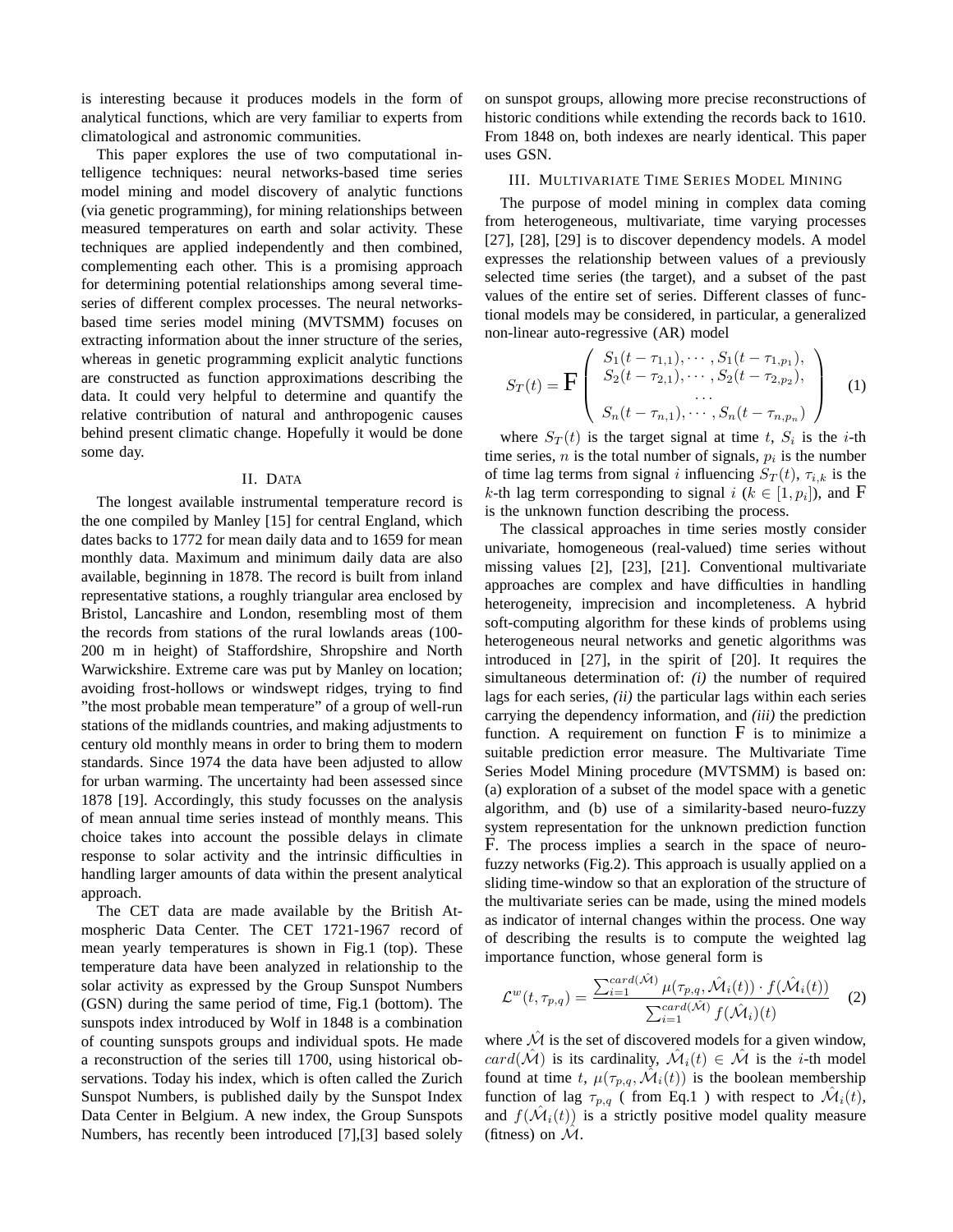is interesting because it produces models in the form of analytical functions, which are very familiar to experts from climatological and astronomic communities.

This paper explores the use of two computational intelligence techniques: neural networks-based time series model mining and model discovery of analytic functions (via genetic programming), for mining relationships between measured temperatures on earth and solar activity. These techniques are applied independently and then combined, complementing each other. This is a promising approach for determining potential relationships among several time-series of different complex processes. The neural networks-based time series model mining (MVTSMM) focuses on extracting information about the inner structure of the series, whereas in genetic programming explicit analytic functions are constructed as function approximations describing the data. It could very helpful to determine and quantify the relative contribution of natural and anthropogenic causes behind present climatic change. Hopefully it would be done some day.

## II. Data

The longest available instrumental temperature record is the one compiled by Manley [15] for central England, which dates backs to 1772 for mean daily data and to 1659 for mean monthly data. Maximum and minimum daily data are also available, beginning in 1878. The record is built from inland representative stations, a roughly triangular area enclosed by Bristol, Lancashire and London, resembling most of them the records from stations of the rural lowlands areas (100-200 m in height) of Staffordshire, Shropshire and North Warwickshire. Extreme care was put by Manley on location; avoiding frost-hollows or windswept ridges, trying to find "the most probable mean temperature" of a group of well-run stations of the midlands countries, and making adjustments to century old monthly means in order to bring them to modern standards. Since 1974 the data have been adjusted to allow for urban warming. The uncertainty had been assessed since 1878 [19]. Accordingly, this study focusses on the analysis of mean annual time series instead of monthly means. This choice takes into account the possible delays in climate response to solar activity and the intrinsic difficulties in handling larger amounts of data within the present analytical approach.

The CET data are made available by the British Atmospheric Data Center. The CET 1721-1967 record of mean yearly temperatures is shown in Fig.1 (top). These temperature data have been analyzed in relationship to the solar activity as expressed by the Group Sunspot Numbers (GSN) during the same period of time, Fig.1 (bottom). The sunspots index introduced by Wolf in 1848 is a combination of counting sunspots groups and individual spots. He made a reconstruction of the series till 1700, using historical observations. Today his index, which is often called the Zurich Sunspot Numbers, is published daily by the Sunspot Index Data Center in Belgium. A new index, the Group Sunspots Numbers, has recently been introduced [7],[3] based solely on sunspot groups, allowing more precise reconstructions of historic conditions while extending the records back to 1610. From 1848 on, both indexes are nearly identical. This paper uses GSN.

## III. Multivariate Time Series Model Mining

The purpose of model mining in complex data coming from heterogeneous, multivariate, time varying processes [27], [28], [29] is to discover dependency models. A model expresses the relationship between values of a previously selected time series (the target), and a subset of the past values of the entire set of series. Different classes of functional models may be considered, in particular, a generalized non-linear auto-regressive (AR) model

$$S_T(t) = \mathrm{F}\left(\begin{array}{c} S_1(t-\tau_{1,1}), \cdots, S_1(t-\tau_{1,p_1}), \\ S_2(t-\tau_{2,1}), \cdots, S_2(t-\tau_{2,p_2}), \\ \cdots \\ S_n(t-\tau_{n,1}), \cdots, S_n(t-\tau_{n,p_n}) \end{array}\right) \quad (1)$$

where $S_T(t)$ is the target signal at time $t$, $S_i$ is the $i$-th time series, $n$ is the total number of signals, $p_i$ is the number of time lag terms from signal $i$ influencing $S_T(t)$, $\tau_{i,k}$ is the $k$-th lag term corresponding to signal $i$ ($k \in [1, p_i]$), and $\mathrm{F}$ is the unknown function describing the process.

The classical approaches in time series mostly consider univariate, homogeneous (real-valued) time series without missing values [2], [23], [21]. Conventional multivariate approaches are complex and have difficulties in handling heterogeneity, imprecision and incompleteness. A hybrid soft-computing algorithm for these kinds of problems using heterogeneous neural networks and genetic algorithms was introduced in [27], in the spirit of [20]. It requires the simultaneous determination of: *(i)* the number of required lags for each series, *(ii)* the particular lags within each series carrying the dependency information, and *(iii)* the prediction function. A requirement on function $\mathrm{F}$ is to minimize a suitable prediction error measure. The Multivariate Time Series Model Mining procedure (MVTSMM) is based on: (a) exploration of a subset of the model space with a genetic algorithm, and (b) use of a similarity-based neuro-fuzzy system representation for the unknown prediction function $\mathrm{F}$. The process implies a search in the space of neuro-fuzzy networks (Fig.2). This approach is usually applied on a sliding time-window so that an exploration of the structure of the multivariate series can be made, using the mined models as indicator of internal changes within the process. One way of describing the results is to compute the weighted lag importance function, whose general form is

$$\mathcal{L}^w(t, \tau_{p,q}) = \frac{\sum_{i=1}^{card(\hat{\mathcal{M}})} \mu(\tau_{p,q}, \hat{\mathcal{M}}_i(t)) \cdot f(\hat{\mathcal{M}}_i(t))}{\sum_{i=1}^{card(\hat{\mathcal{M}})} f(\hat{\mathcal{M}}_i)(t)} \quad (2)$$

where $\hat{\mathcal{M}}$ is the set of discovered models for a given window, $card(\hat{\mathcal{M}})$ is its cardinality, $\hat{\mathcal{M}}_i(t) \in \hat{\mathcal{M}}$ is the $i$-th model found at time $t$, $\mu(\tau_{p,q}, \hat{\mathcal{M}}_i(t))$ is the boolean membership function of lag $\tau_{p,q}$ ( from Eq.1 ) with respect to $\hat{\mathcal{M}}_i(t)$, and $f(\hat{\mathcal{M}}_i(t))$ is a strictly positive model quality measure (fitness) on $\hat{\mathcal{M}}$.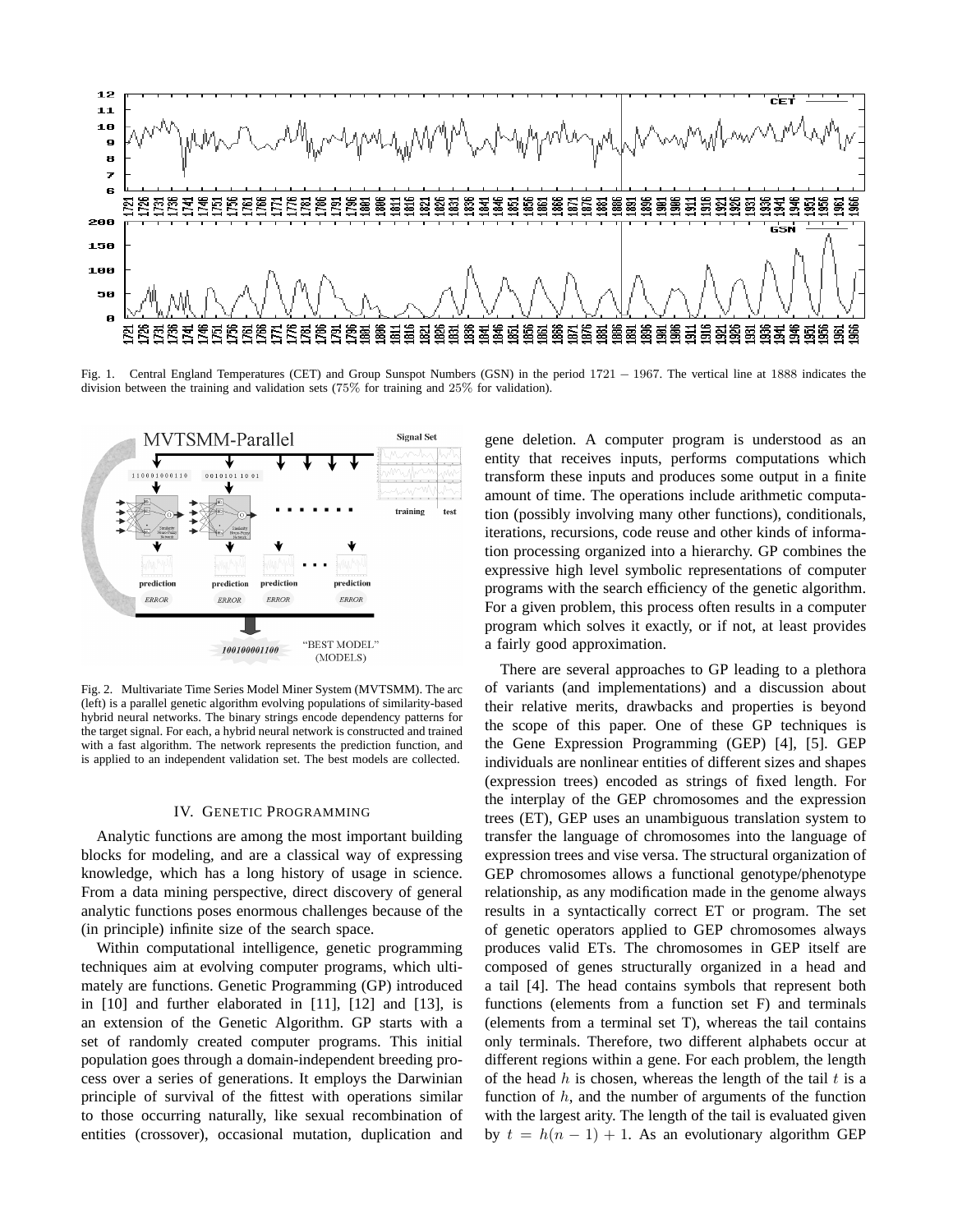Fig. 1. Central England Temperatures (CET) and Group Sunspot Numbers (GSN) in the period $1721 - 1967$. The vertical line at $1888$ indicates the division between the training and validation sets ($75\%$ for training and $25\%$ for validation).

Fig. 2. Multivariate Time Series Model Miner System (MVTSMM). The arc (left) is a parallel genetic algorithm evolving populations of similarity-based hybrid neural networks. The binary strings encode dependency patterns for the target signal. For each, a hybrid neural network is constructed and trained with a fast algorithm. The network represents the prediction function, and is applied to an independent validation set. The best models are collected.

## IV. Genetic Programming

Analytic functions are among the most important building blocks for modeling, and are a classical way of expressing knowledge, which has a long history of usage in science. From a data mining perspective, direct discovery of general analytic functions poses enormous challenges because of the (in principle) infinite size of the search space.

Within computational intelligence, genetic programming techniques aim at evolving computer programs, which ultimately are functions. Genetic Programming (GP) introduced in [10] and further elaborated in [11], [12] and [13], is an extension of the Genetic Algorithm. GP starts with a set of randomly created computer programs. This initial population goes through a domain-independent breeding process over a series of generations. It employs the Darwinian principle of survival of the fittest with operations similar to those occurring naturally, like sexual recombination of entities (crossover), occasional mutation, duplication and gene deletion. A computer program is understood as an entity that receives inputs, performs computations which transform these inputs and produces some output in a finite amount of time. The operations include arithmetic computation (possibly involving many other functions), conditionals, iterations, recursions, code reuse and other kinds of information processing organized into a hierarchy. GP combines the expressive high level symbolic representations of computer programs with the search efficiency of the genetic algorithm. For a given problem, this process often results in a computer program which solves it exactly, or if not, at least provides a fairly good approximation.

There are several approaches to GP leading to a plethora of variants (and implementations) and a discussion about their relative merits, drawbacks and properties is beyond the scope of this paper. One of these GP techniques is the Gene Expression Programming (GEP) [4], [5]. GEP individuals are nonlinear entities of different sizes and shapes (expression trees) encoded as strings of fixed length. For the interplay of the GEP chromosomes and the expression trees (ET), GEP uses an unambiguous translation system to transfer the language of chromosomes into the language of expression trees and vise versa. The structural organization of GEP chromosomes allows a functional genotype/phenotype relationship, as any modification made in the genome always results in a syntactically correct ET or program. The set of genetic operators applied to GEP chromosomes always produces valid ETs. The chromosomes in GEP itself are composed of genes structurally organized in a head and a tail [4]. The head contains symbols that represent both functions (elements from a function set F) and terminals (elements from a terminal set T), whereas the tail contains only terminals. Therefore, two different alphabets occur at different regions within a gene. For each problem, the length of the head $h$ is chosen, whereas the length of the tail $t$ is a function of $h$, and the number of arguments of the function with the largest arity. The length of the tail is evaluated given by $t = h(n-1)+1$. As an evolutionary algorithm GEP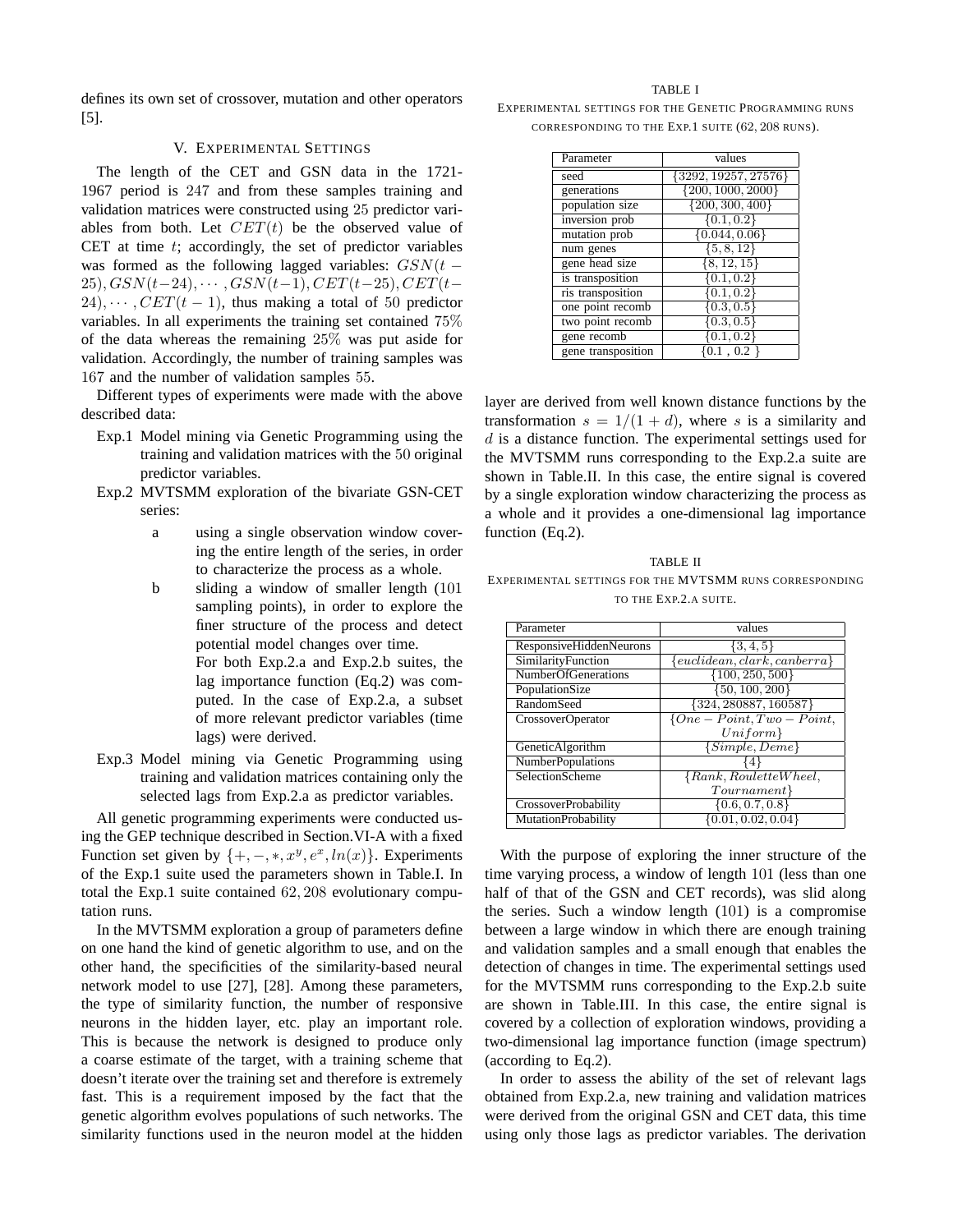defines its own set of crossover, mutation and other operators [5].

## V. Experimental Settings

The length of the CET and GSN data in the 1721-1967 period is $247$ and from these samples training and validation matrices were constructed using $25$ predictor variables from both. Let $CET(t)$ be the observed value of CET at time $t$; accordingly, the set of predictor variables was formed as the following lagged variables: $GSN(t-25), GSN(t-24), \cdots, GSN(t-1), CET(t-25), CET(t-24), \cdots, CET(t-1)$, thus making a total of $50$ predictor variables. In all experiments the training set contained $75\%$ of the data whereas the remaining $25\%$ was put aside for validation. Accordingly, the number of training samples was $167$ and the number of validation samples $55$.

Different types of experiments were made with the above described data:

- Exp.1 Model mining via Genetic Programming using the training and validation matrices with the $50$ original predictor variables.
- Exp.2 MVTSMM exploration of the bivariate GSN-CET series:
  - a using a single observation window covering the entire length of the series, in order to characterize the process as a whole.
  - b sliding a window of smaller length ($101$ sampling points), in order to explore the finer structure of the process and detect potential model changes over time.

    For both Exp.2.a and Exp.2.b suites, the lag importance function (Eq.2) was computed. In the case of Exp.2.a, a subset of more relevant predictor variables (time lags) were derived.
- Exp.3 Model mining via Genetic Programming using training and validation matrices containing only the selected lags from Exp.2.a as predictor variables.

All genetic programming experiments were conducted using the GEP technique described in Section.VI-A with a fixed Function set given by $\{+, -, *, x^y, e^x, ln(x)\}$. Experiments of the Exp.1 suite used the parameters shown in Table.I. In total the Exp.1 suite contained $62,208$ evolutionary computation runs.

In the MVTSMM exploration a group of parameters define on one hand the kind of genetic algorithm to use, and on the other hand, the specificities of the similarity-based neural network model to use [27], [28]. Among these parameters, the type of similarity function, the number of responsive neurons in the hidden layer, etc. play an important role. This is because the network is designed to produce only a coarse estimate of the target, with a training scheme that doesn't iterate over the training set and therefore is extremely fast. This is a requirement imposed by the fact that the genetic algorithm evolves populations of such networks. The similarity functions used in the neuron model at the hidden layer are derived from well known distance functions by the transformation $s = 1/(1+d)$, where $s$ is a similarity and $d$ is a distance function. The experimental settings used for the MVTSMM runs corresponding to the Exp.2.a suite are shown in Table.II. In this case, the entire signal is covered by a single exploration window characterizing the process as a whole and it provides a one-dimensional lag importance function (Eq.2).

TABLE I
Experimental settings for the Genetic Programming runs corresponding to the Exp.1 suite ($62,208$ runs).

| Parameter | values |
|---|---|
| seed | $\{3292, 19257, 27576\}$ |
| generations | $\{200, 1000, 2000\}$ |
| population size | $\{200, 300, 400\}$ |
| inversion prob | $\{0.1, 0.2\}$ |
| mutation prob | $\{0.044, 0.06\}$ |
| num genes | $\{5, 8, 12\}$ |
| gene head size | $\{8, 12, 15\}$ |
| is transposition | $\{0.1, 0.2\}$ |
| ris transposition | $\{0.1, 0.2\}$ |
| one point recomb | $\{0.3, 0.5\}$ |
| two point recomb | $\{0.3, 0.5\}$ |
| gene recomb | $\{0.1, 0.2\}$ |
| gene transposition | $\{0.1, 0.2\}$ |

TABLE II
Experimental settings for the MVTSMM runs corresponding to the Exp.2.a suite.

| Parameter | values |
|---|---|
| ResponsiveHiddenNeurons | $\{3, 4, 5\}$ |
| SimilarityFunction | $\{euclidean, clark, canberra\}$ |
| NumberOfGenerations | $\{100, 250, 500\}$ |
| PopulationSize | $\{50, 100, 200\}$ |
| RandomSeed | $\{324, 280887, 160587\}$ |
| CrossoverOperator | $\{One-Point, Two-Point, Uniform\}$ |
| GeneticAlgorithm | $\{Simple, Deme\}$ |
| NumberPopulations | $\{4\}$ |
| SelectionScheme | $\{Rank, RouletteWheel, Tournament\}$ |
| CrossoverProbability | $\{0.6, 0.7, 0.8\}$ |
| MutationProbability | $\{0.01, 0.02, 0.04\}$ |

With the purpose of exploring the inner structure of the time varying process, a window of length $101$ (less than one half of that of the GSN and CET records), was slid along the series. Such a window length ($101$) is a compromise between a large window in which there are enough training and validation samples and a small enough that enables the detection of changes in time. The experimental settings used for the MVTSMM runs corresponding to the Exp.2.b suite are shown in Table.III. In this case, the entire signal is covered by a collection of exploration windows, providing a two-dimensional lag importance function (image spectrum) (according to Eq.2).

In order to assess the ability of the set of relevant lags obtained from Exp.2.a, new training and validation matrices were derived from the original GSN and CET data, this time using only those lags as predictor variables. The derivation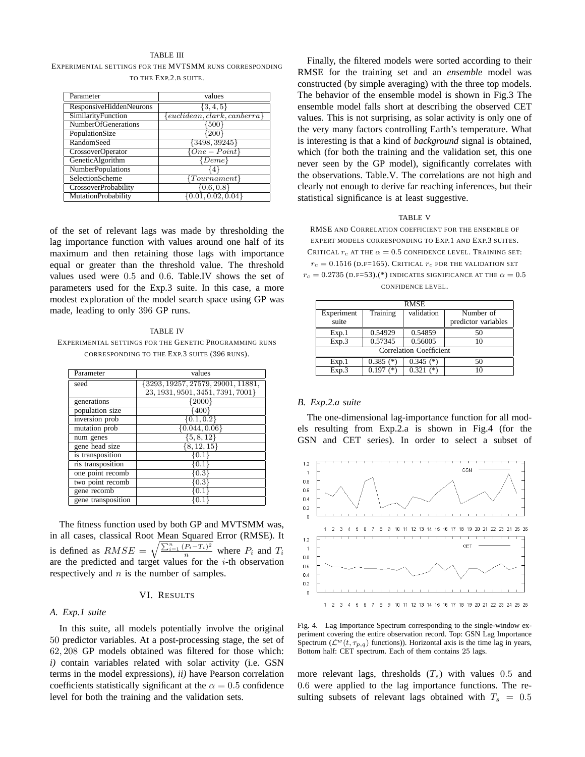TABLE III

EXPERIMENTAL SETTINGS FOR THE MVTSMM RUNS CORRESPONDING TO THE EXP.2.B SUITE.

| Parameter | values |
|---|---|
| ResponsiveHiddenNeurons | $\{3, 4, 5\}$ |
| SimilarityFunction | $\{euclidean, clark, canberra\}$ |
| NumberOfGenerations | $\{500\}$ |
| PopulationSize | $\{200\}$ |
| RandomSeed | $\{3498, 39245\}$ |
| CrossoverOperator | $\{One - Point\}$ |
| GeneticAlgorithm | $\{Deme\}$ |
| NumberPopulations | $\{4\}$ |
| SelectionScheme | $\{Tournament\}$ |
| CrossoverProbability | $\{0.6, 0.8\}$ |
| MutationProbability | $\{0.01, 0.02, 0.04\}$ |

of the set of relevant lags was made by thresholding the lag importance function with values around one half of its maximum and then retaining those lags with importance equal or greater than the threshold value. The threshold values used were $0.5$ and $0.6$. Table.IV shows the set of parameters used for the Exp.3 suite. In this case, a more modest exploration of the model search space using GP was made, leading to only $396$ GP runs.

TABLE IV

EXPERIMENTAL SETTINGS FOR THE GENETIC PROGRAMMING RUNS CORRESPONDING TO THE EXP.3 SUITE (396 RUNS).

| Parameter | values |
|---|---|
| seed | $\{3293, 19257, 27579, 29001, 11881,$ $23, 1931, 9501, 3451, 7391, 7001\}$ |
| generations | $\{2000\}$ |
| population size | $\{400\}$ |
| inversion prob | $\{0.1, 0.2\}$ |
| mutation prob | $\{0.044, 0.06\}$ |
| num genes | $\{5, 8, 12\}$ |
| gene head size | $\{8, 12, 15\}$ |
| is transposition | $\{0.1\}$ |
| ris transposition | $\{0.1\}$ |
| one point recomb | $\{0.3\}$ |
| two point recomb | $\{0.3\}$ |
| gene recomb | $\{0.1\}$ |
| gene transposition | $\{0.1\}$ |

The fitness function used by both GP and MVTSMM was, in all cases, classical Root Mean Squared Error (RMSE). It is defined as $RMSE = \sqrt{\frac{\sum_{i=1}^{n}(P_i - T_i)^2}{n}}$ where $P_i$ and $T_i$ are the predicted and target values for the $i$-th observation respectively and $n$ is the number of samples.

## VI. RESULTS

### A. Exp.1 suite

In this suite, all models potentially involve the original $50$ predictor variables. At a post-processing stage, the set of $62,208$ GP models obtained was filtered for those which: *i)* contain variables related with solar activity (i.e. GSN terms in the model expressions), *ii)* have Pearson correlation coefficients statistically significant at the $\alpha = 0.5$ confidence level for both the training and the validation sets.

Finally, the filtered models were sorted according to their RMSE for the training set and an *ensemble* model was constructed (by simple averaging) with the three top models. The behavior of the ensemble model is shown in Fig.3 The ensemble model falls short at describing the observed CET values. This is not surprising, as solar activity is only one of the very many factors controlling Earth's temperature. What is interesting is that a kind of *background* signal is obtained, which (for both the training and the validation set, this one never seen by the GP model), significantly correlates with the observations. Table.V. The correlations are not high and clearly not enough to derive far reaching inferences, but their statistical significance is at least suggestive.

TABLE V

RMSE AND CORRELATION COEFFICIENT FOR THE ENSEMBLE OF EXPERT MODELS CORRESPONDING TO EXP.1 AND EXP.3 SUITES. CRITICAL $r_c$ AT THE $\alpha = 0.5$ CONFIDENCE LEVEL. TRAINING SET: $r_c = 0.1516$ (D.F=165). CRITICAL $r_c$ FOR THE VALIDATION SET $r_c = 0.2735$ (D.F=53).(*) INDICATES SIGNIFICANCE AT THE $\alpha = 0.5$ CONFIDENCE LEVEL.

| RMSE | | | |
|---|---|---|---|
| Experiment suite | Training | validation | Number of predictor variables |
| Exp.1 | 0.54929 | 0.54859 | 50 |
| Exp.3 | 0.57345 | 0.56005 | 10 |
| Correlation Coefficient | | | |
| Exp.1 | 0.385 (*) | 0.345 (*) | 50 |
| Exp.3 | 0.197 (*) | 0.321 (*) | 10 |

### B. Exp.2.a suite

The one-dimensional lag-importance function for all models resulting from Exp.2.a is shown in Fig.4 (for the GSN and CET series). In order to select a subset of

Fig. 4. Lag Importance Spectrum corresponding to the single-window experiment covering the entire observation record. Top: GSN Lag Importance Spectrum ($\mathcal{L}^w(t, \tau_{p,q})$ functions)). Horizontal axis is the time lag in years, Bottom half: CET spectrum. Each of them contains $25$ lags.

more relevant lags, thresholds ($T_s$) with values $0.5$ and $0.6$ were applied to the lag importance functions. The resulting subsets of relevant lags obtained with $T_s = 0.5$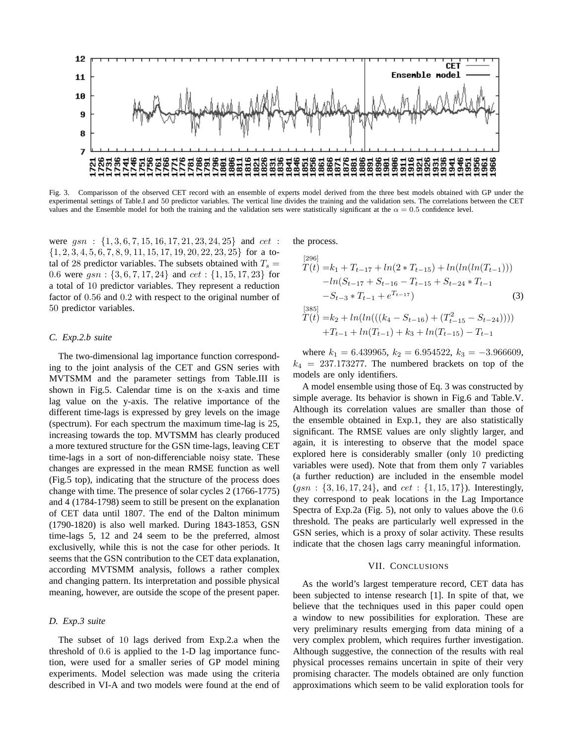Fig. 3. Comparisson of the observed CET record with an ensemble of experts model derived from the three best models obtained with GP under the experimental settings of Table.I and 50 predictor variables. The vertical line divides the training and the validation sets. The correlations between the CET values and the Ensemble model for both the training and the validation sets were statistically significant at the $\alpha = 0.5$ confidence level.

were $gsn$ : $\{1, 3, 6, 7, 15, 16, 17, 21, 23, 24, 25\}$ and $cet$ : $\{1, 2, 3, 4, 5, 6, 7, 8, 9, 11, 15, 17, 19, 20, 22, 23, 25\}$ for a total of 28 predictor variables. The subsets obtained with $T_s = 0.6$ were $gsn : \{3, 6, 7, 17, 24\}$ and $cet : \{1, 15, 17, 23\}$ for a total of 10 predictor variables. They represent a reduction factor of 0.56 and 0.2 with respect to the original number of 50 predictor variables.

### C. Exp.2.b suite

The two-dimensional lag importance function corresponding to the joint analysis of the CET and GSN series with MVTSMM and the parameter settings from Table.III is shown in Fig.5. Calendar time is on the x-axis and time lag value on the y-axis. The relative importance of the different time-lags is expressed by grey levels on the image (spectrum). For each spectrum the maximum time-lag is 25, increasing towards the top. MVTSMM has clearly produced a more textured structure for the GSN time-lags, leaving CET time-lags in a sort of non-differenciable noisy state. These changes are expressed in the mean RMSE function as well (Fig.5 top), indicating that the structure of the process does change with time. The presence of solar cycles 2 (1766-1775) and 4 (1784-1798) seem to still be present on the explanation of CET data until 1807. The end of the Dalton minimum (1790-1820) is also well marked. During 1843-1853, GSN time-lags 5, 12 and 24 seem to be the preferred, almost exclusivelly, while this is not the case for other periods. It seems that the GSN contribution to the CET data explanation, according MVTSMM analysis, follows a rather complex and changing pattern. Its interpretation and possible physical meaning, however, are outside the scope of the present paper.

### D. Exp.3 suite

The subset of 10 lags derived from Exp.2.a when the threshold of 0.6 is applied to the 1-D lag importance function, were used for a smaller series of GP model mining experiments. Model selection was made using the criteria described in VI-A and two models were found at the end of the process.

$$
\begin{aligned}
\overset{[296]}{T(t)} =& k_1 + T_{t-17} + ln(2 * T_{t-15}) + ln(ln(ln(T_{t-1}))) \\
& - ln(S_{t-17} + S_{t-16} - T_{t-15} + S_{t-24} * T_{t-1} \\
& - S_{t-3} * T_{t-1} + e^{T_{t-17}}) \qquad (3) \\
\overset{[385]}{T(t)} =& k_2 + ln(ln(((k_4 - S_{t-16}) + (T^2_{t-15} - S_{t-24})))) \\
& + T_{t-1} + ln(T_{t-1}) + k_3 + ln(T_{t-15}) - T_{t-1}
\end{aligned}
$$

where $k_1 = 6.439965$, $k_2 = 6.954522$, $k_3 = -3.966609$, $k_4 = 237.173277$. The numbered brackets on top of the models are only identifiers.

A model ensemble using those of Eq. 3 was constructed by simple average. Its behavior is shown in Fig.6 and Table.V. Although its correlation values are smaller than those of the ensemble obtained in Exp.1, they are also statistically significant. The RMSE values are only slightly larger, and again, it is interesting to observe that the model space explored here is considerably smaller (only 10 predicting variables were used). Note that from them only 7 variables (a further reduction) are included in the ensemble model ($gsn$ : $\{3, 16, 17, 24\}$, and $cet$ : $\{1, 15, 17\}$). Interestingly, they correspond to peak locations in the Lag Importance Spectra of Exp.2a (Fig. 5), not only to values above the 0.6 threshold. The peaks are particularly well expressed in the GSN series, which is a proxy of solar activity. These results indicate that the chosen lags carry meaningful information.

## VII. Conclusions

As the world's largest temperature record, CET data has been subjected to intense research [1]. In spite of that, we believe that the techniques used in this paper could open a window to new possibilities for exploration. These are very preliminary results emerging from data mining of a very complex problem, which requires further investigation. Although suggestive, the connection of the results with real physical processes remains uncertain in spite of their very promising character. The models obtained are only function approximations which seem to be valid exploration tools for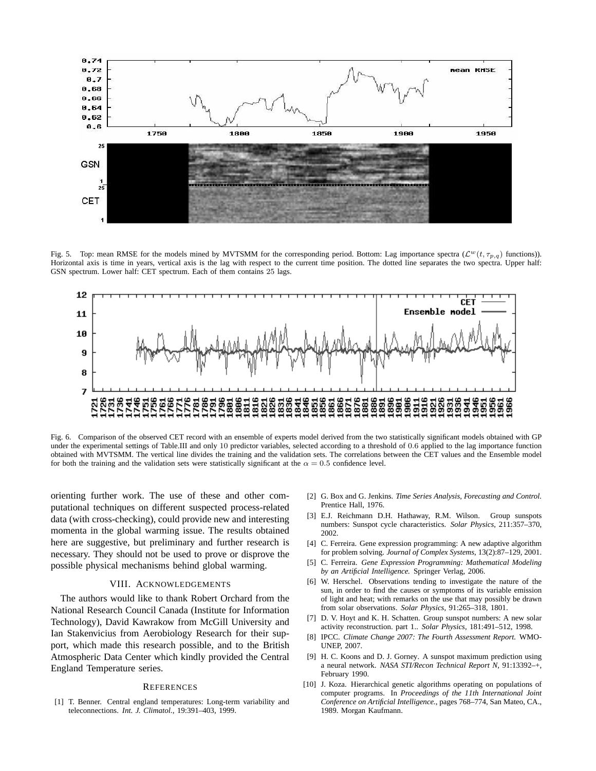Fig. 5. Top: mean RMSE for the models mined by MVTSMM for the corresponding period. Bottom: Lag importance spectra ($\mathcal{L}^w(t, \tau_{p,q})$ functions)). Horizontal axis is time in years, vertical axis is the lag with respect to the current time position. The dotted line separates the two spectra. Upper half: GSN spectrum. Lower half: CET spectrum. Each of them contains 25 lags.

Fig. 6. Comparison of the observed CET record with an ensemble of experts model derived from the two statistically significant models obtained with GP under the experimental settings of Table.III and only 10 predictor variables, selected according to a threshold of 0.6 applied to the lag importance function obtained with MVTSMM. The vertical line divides the training and the validation sets. The correlations between the CET values and the Ensemble model for both the training and the validation sets were statistically significant at the $\alpha = 0.5$ confidence level.

orienting further work. The use of these and other computational techniques on different suspected process-related data (with cross-checking), could provide new and interesting momenta in the global warming issue. The results obtained here are suggestive, but preliminary and further research is necessary. They should not be used to prove or disprove the possible physical mechanisms behind global warming.

## VIII. Acknowledgements

The authors would like to thank Robert Orchard from the National Research Council Canada (Institute for Information Technology), David Kawrakow from McGill University and Ian Stakenvicius from Aerobiology Research for their support, which made this research possible, and to the British Atmospheric Data Center which kindly provided the Central England Temperature series.

## References

[1] T. Benner. Central england temperatures: Long-term variability and teleconnections. *Int. J. Climatol.*, 19:391–403, 1999.

[2] G. Box and G. Jenkins. *Time Series Analysis, Forecasting and Control.* Prentice Hall, 1976.

[3] E.J. Reichmann D.H. Hathaway, R.M. Wilson. Group sunspots numbers: Sunspot cycle characteristics. *Solar Physics*, 211:357–370, 2002.

[4] C. Ferreira. Gene expression programming: A new adaptive algorithm for problem solving. *Journal of Complex Systems*, 13(2):87–129, 2001.

[5] C. Ferreira. *Gene Expression Programming: Mathematical Modeling by an Artificial Intelligence.* Springer Verlag, 2006.

[6] W. Herschel. Observations tending to investigate the nature of the sun, in order to find the causes or symptoms of its variable emission of light and heat; with remarks on the use that may possibly be drawn from solar observations. *Solar Physics*, 91:265–318, 1801.

[7] D. V. Hoyt and K. H. Schatten. Group sunspot numbers: A new solar activity reconstruction. part 1.. *Solar Physics*, 181:491–512, 1998.

[8] IPCC. *Climate Change 2007: The Fourth Assessment Report.* WMO-UNEP, 2007.

[9] H. C. Koons and D. J. Gorney. A sunspot maximum prediction using a neural network. *NASA STI/Recon Technical Report N*, 91:13392–+, February 1990.

[10] J. Koza. Hierarchical genetic algorithms operating on populations of computer programs. In *Proceedings of the 11th International Joint Conference on Artificial Intelligence.*, pages 768–774, San Mateo, CA., 1989. Morgan Kaufmann.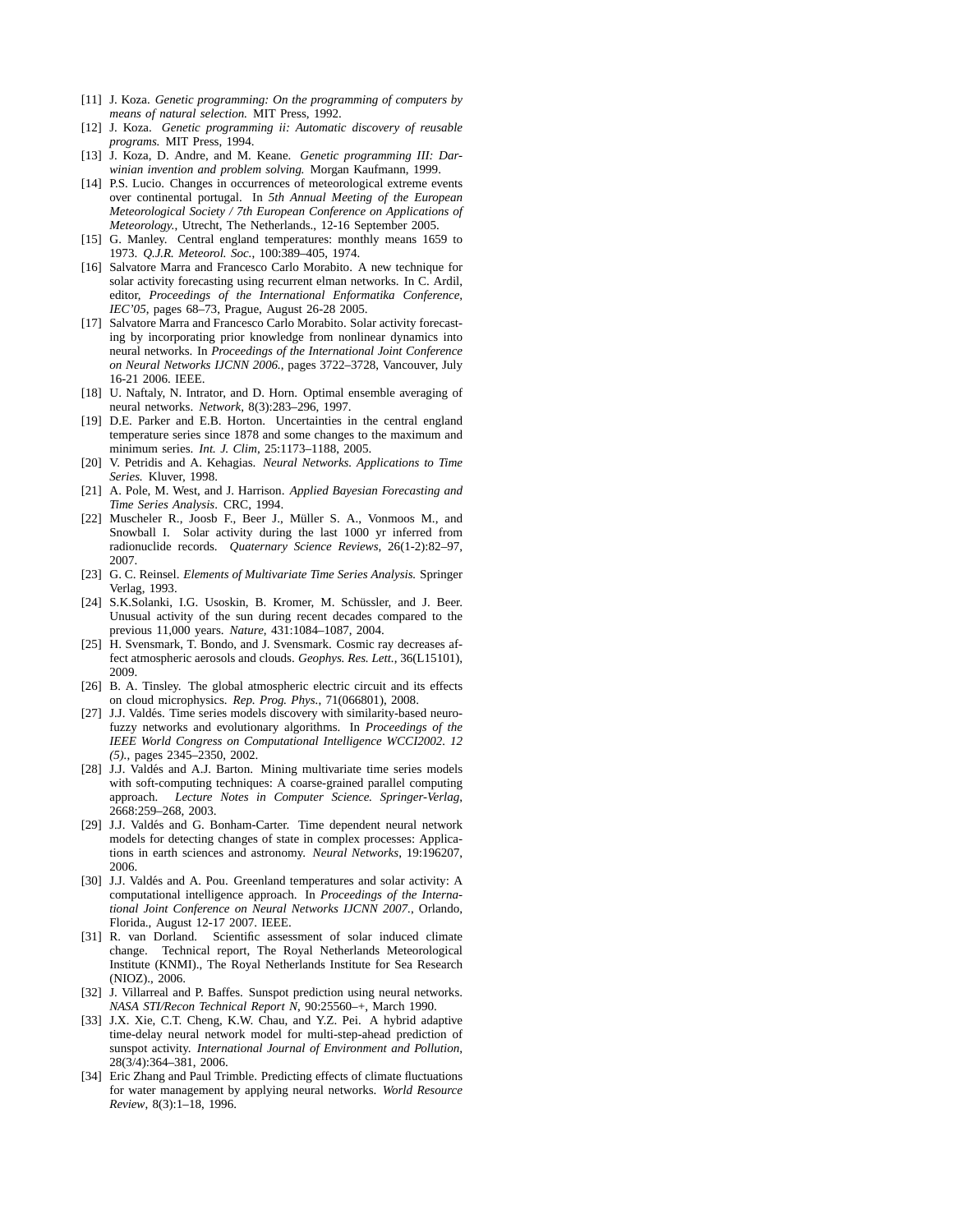[11] J. Koza. *Genetic programming: On the programming of computers by means of natural selection.* MIT Press, 1992.

[12] J. Koza. *Genetic programming ii: Automatic discovery of reusable programs.* MIT Press, 1994.

[13] J. Koza, D. Andre, and M. Keane. *Genetic programming III: Darwinian invention and problem solving.* Morgan Kaufmann, 1999.

[14] P.S. Lucio. Changes in occurrences of meteorological extreme events over continental portugal. In *5th Annual Meeting of the European Meteorological Society / 7th European Conference on Applications of Meteorology.*, Utrecht, The Netherlands., 12-16 September 2005.

[15] G. Manley. Central england temperatures: monthly means 1659 to 1973. *Q.J.R. Meteorol. Soc.*, 100:389–405, 1974.

[16] Salvatore Marra and Francesco Carlo Morabito. A new technique for solar activity forecasting using recurrent elman networks. In C. Ardil, editor, *Proceedings of the International Enformatika Conference, IEC'05*, pages 68–73, Prague, August 26-28 2005.

[17] Salvatore Marra and Francesco Carlo Morabito. Solar activity forecasting by incorporating prior knowledge from nonlinear dynamics into neural networks. In *Proceedings of the International Joint Conference on Neural Networks IJCNN 2006.*, pages 3722–3728, Vancouver, July 16-21 2006. IEEE.

[18] U. Naftaly, N. Intrator, and D. Horn. Optimal ensemble averaging of neural networks. *Network*, 8(3):283–296, 1997.

[19] D.E. Parker and E.B. Horton. Uncertainties in the central england temperature series since 1878 and some changes to the maximum and minimum series. *Int. J. Clim*, 25:1173–1188, 2005.

[20] V. Petridis and A. Kehagias. *Neural Networks. Applications to Time Series.* Kluver, 1998.

[21] A. Pole, M. West, and J. Harrison. *Applied Bayesian Forecasting and Time Series Analysis*. CRC, 1994.

[22] Muscheler R., Joosb F., Beer J., Müller S. A., Vonmoos M., and Snowball I. Solar activity during the last 1000 yr inferred from radionuclide records. *Quaternary Science Reviews*, 26(1-2):82–97, 2007.

[23] G. C. Reinsel. *Elements of Multivariate Time Series Analysis.* Springer Verlag, 1993.

[24] S.K.Solanki, I.G. Usoskin, B. Kromer, M. Schüssler, and J. Beer. Unusual activity of the sun during recent decades compared to the previous 11,000 years. *Nature*, 431:1084–1087, 2004.

[25] H. Svensmark, T. Bondo, and J. Svensmark. Cosmic ray decreases affect atmospheric aerosols and clouds. *Geophys. Res. Lett.*, 36(L15101), 2009.

[26] B. A. Tinsley. The global atmospheric electric circuit and its effects on cloud microphysics. *Rep. Prog. Phys.*, 71(066801), 2008.

[27] J.J. Valdés. Time series models discovery with similarity-based neuro-fuzzy networks and evolutionary algorithms. In *Proceedings of the IEEE World Congress on Computational Intelligence WCCI2002. 12 (5).*, pages 2345–2350, 2002.

[28] J.J. Valdés and A.J. Barton. Mining multivariate time series models with soft-computing techniques: A coarse-grained parallel computing approach. *Lecture Notes in Computer Science. Springer-Verlag*, 2668:259–268, 2003.

[29] J.J. Valdés and G. Bonham-Carter. Time dependent neural network models for detecting changes of state in complex processes: Applications in earth sciences and astronomy. *Neural Networks*, 19:196207, 2006.

[30] J.J. Valdés and A. Pou. Greenland temperatures and solar activity: A computational intelligence approach. In *Proceedings of the International Joint Conference on Neural Networks IJCNN 2007.*, Orlando, Florida., August 12-17 2007. IEEE.

[31] R. van Dorland. Scientific assessment of solar induced climate change. Technical report, The Royal Netherlands Meteorological Institute (KNMI)., The Royal Netherlands Institute for Sea Research (NIOZ)., 2006.

[32] J. Villarreal and P. Baffes. Sunspot prediction using neural networks. *NASA STI/Recon Technical Report N*, 90:25560–+, March 1990.

[33] J.X. Xie, C.T. Cheng, K.W. Chau, and Y.Z. Pei. A hybrid adaptive time-delay neural network model for multi-step-ahead prediction of sunspot activity. *International Journal of Environment and Pollution*, 28(3/4):364–381, 2006.

[34] Eric Zhang and Paul Trimble. Predicting effects of climate fluctuations for water management by applying neural networks. *World Resource Review*, 8(3):1–18, 1996.